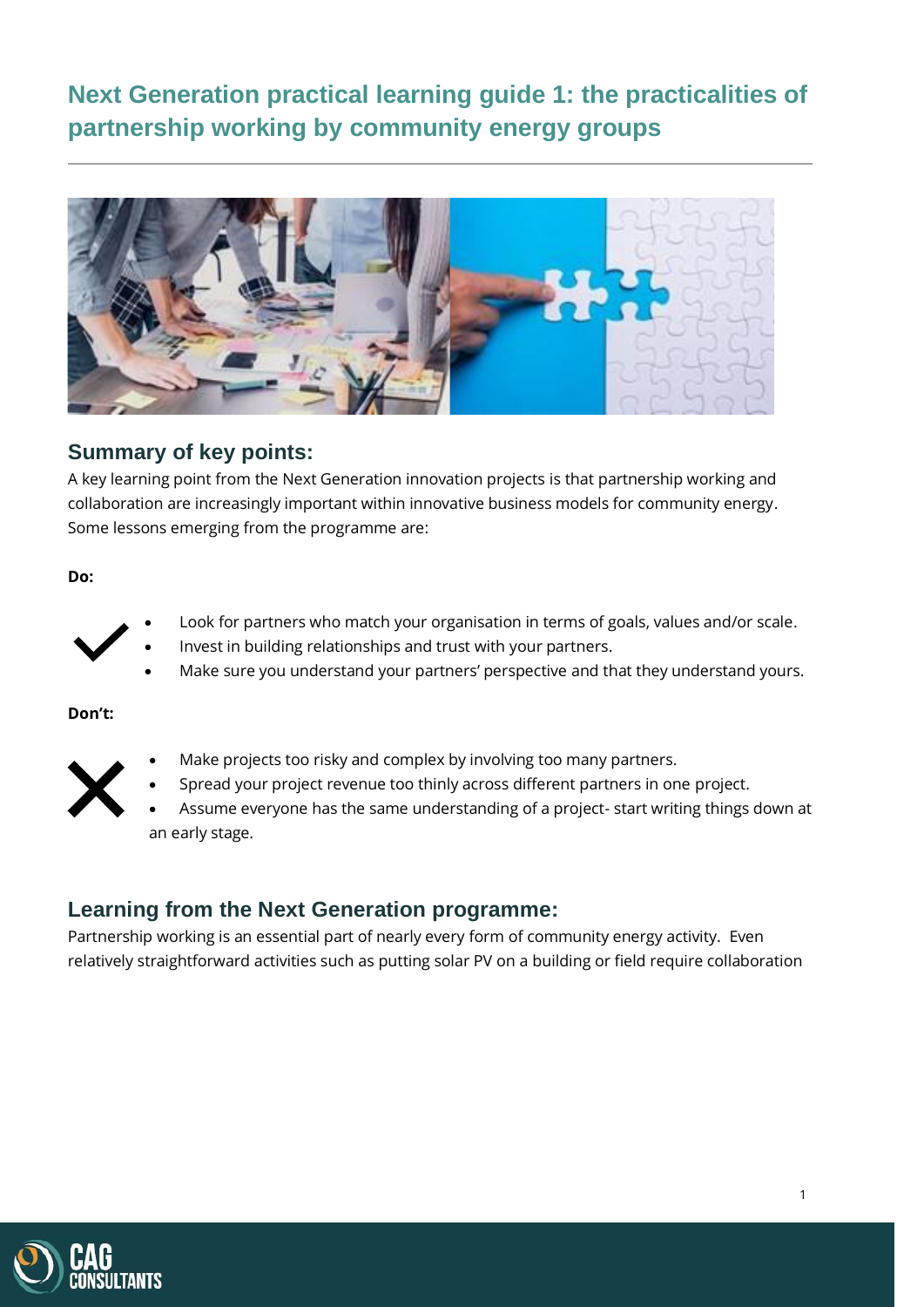# Next Generation practical learning guide 1: the practicalities of partnership working by community energy groups

## Summary of key points:

A key learning point from the Next Generation innovation projects is that partnership working and collaboration are increasingly important within innovative business models for community energy. Some lessons emerging from the programme are:

**Do:**

- Look for partners who match your organisation in terms of goals, values and/or scale.
- Invest in building relationships and trust with your partners.
- Make sure you understand your partners' perspective and that they understand yours.

**Don't:**

- Make projects too risky and complex by involving too many partners.
- Spread your project revenue too thinly across different partners in one project.
- Assume everyone has the same understanding of a project- start writing things down at an early stage.

## Learning from the Next Generation programme:

Partnership working is an essential part of nearly every form of community energy activity. Even relatively straightforward activities such as putting solar PV on a building or field require collaboration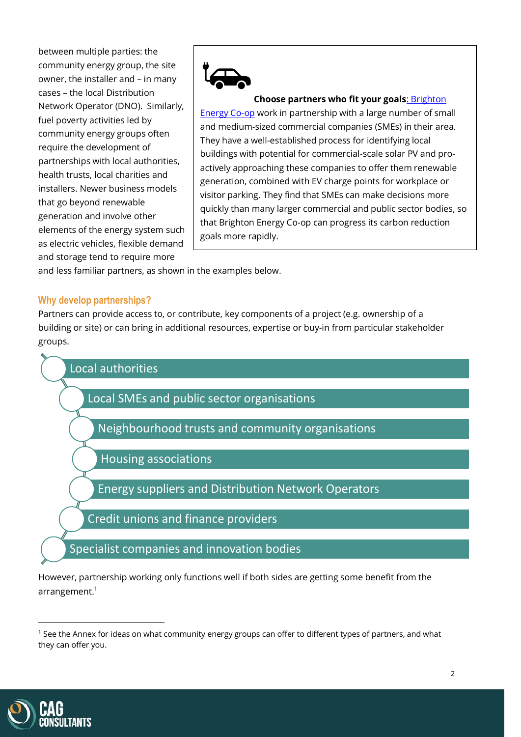between multiple parties: the community energy group, the site owner, the installer and – in many cases – the local Distribution Network Operator (DNO). Similarly, fuel poverty activities led by community energy groups often require the development of partnerships with local authorities, health trusts, local charities and installers. Newer business models that go beyond renewable generation and involve other elements of the energy system such as electric vehicles, flexible demand and storage tend to require more and less familiar partners, as shown in the examples below.

> **Choose partners who fit your goals**: Brighton Energy Co-op work in partnership with a large number of small and medium-sized commercial companies (SMEs) in their area. They have a well-established process for identifying local buildings with potential for commercial-scale solar PV and pro-actively approaching these companies to offer them renewable generation, combined with EV charge points for workplace or visitor parking. They find that SMEs can make decisions more quickly than many larger commercial and public sector bodies, so that Brighton Energy Co-op can progress its carbon reduction goals more rapidly.

## Why develop partnerships?

Partners can provide access to, or contribute, key components of a project (e.g. ownership of a building or site) or can bring in additional resources, expertise or buy-in from particular stakeholder groups.

- Local authorities
- Local SMEs and public sector organisations
- Neighbourhood trusts and community organisations
- Housing associations
- Energy suppliers and Distribution Network Operators
- Credit unions and finance providers
- Specialist companies and innovation bodies

However, partnership working only functions well if both sides are getting some benefit from the arrangement.[1]

[1] See the Annex for ideas on what community energy groups can offer to different types of partners, and what they can offer you.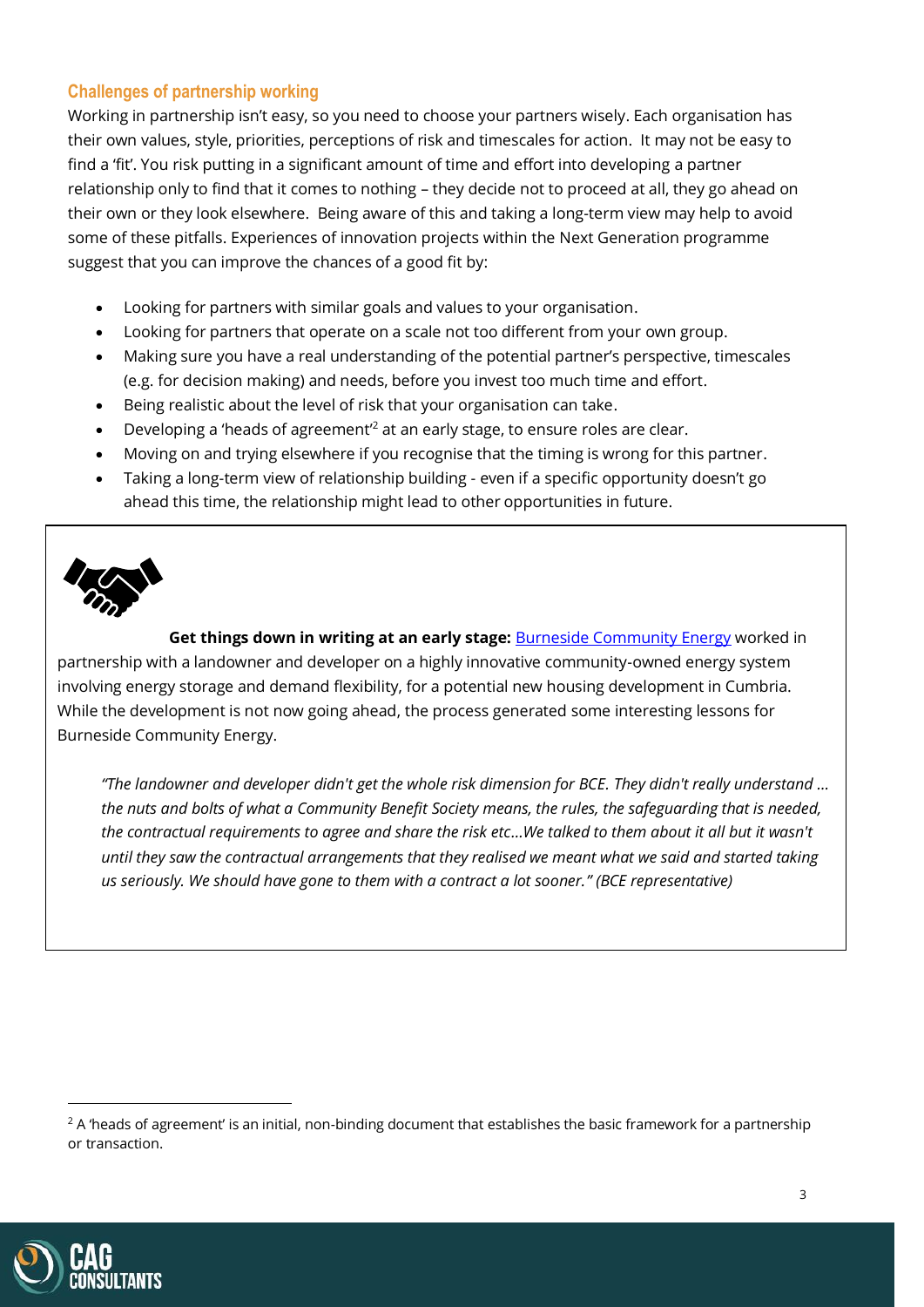### Challenges of partnership working

Working in partnership isn't easy, so you need to choose your partners wisely. Each organisation has their own values, style, priorities, perceptions of risk and timescales for action. It may not be easy to find a 'fit'. You risk putting in a significant amount of time and effort into developing a partner relationship only to find that it comes to nothing – they decide not to proceed at all, they go ahead on their own or they look elsewhere. Being aware of this and taking a long-term view may help to avoid some of these pitfalls. Experiences of innovation projects within the Next Generation programme suggest that you can improve the chances of a good fit by:

- Looking for partners with similar goals and values to your organisation.
- Looking for partners that operate on a scale not too different from your own group.
- Making sure you have a real understanding of the potential partner's perspective, timescales (e.g. for decision making) and needs, before you invest too much time and effort.
- Being realistic about the level of risk that your organisation can take.
- Developing a 'heads of agreement'[2] at an early stage, to ensure roles are clear.
- Moving on and trying elsewhere if you recognise that the timing is wrong for this partner.
- Taking a long-term view of relationship building - even if a specific opportunity doesn't go ahead this time, the relationship might lead to other opportunities in future.

**Get things down in writing at an early stage:** Burneside Community Energy worked in partnership with a landowner and developer on a highly innovative community-owned energy system involving energy storage and demand flexibility, for a potential new housing development in Cumbria. While the development is not now going ahead, the process generated some interesting lessons for Burneside Community Energy.

> *"The landowner and developer didn't get the whole risk dimension for BCE. They didn't really understand … the nuts and bolts of what a Community Benefit Society means, the rules, the safeguarding that is needed, the contractual requirements to agree and share the risk etc…We talked to them about it all but it wasn't until they saw the contractual arrangements that they realised we meant what we said and started taking us seriously. We should have gone to them with a contract a lot sooner." (BCE representative)*

[2] A 'heads of agreement' is an initial, non-binding document that establishes the basic framework for a partnership or transaction.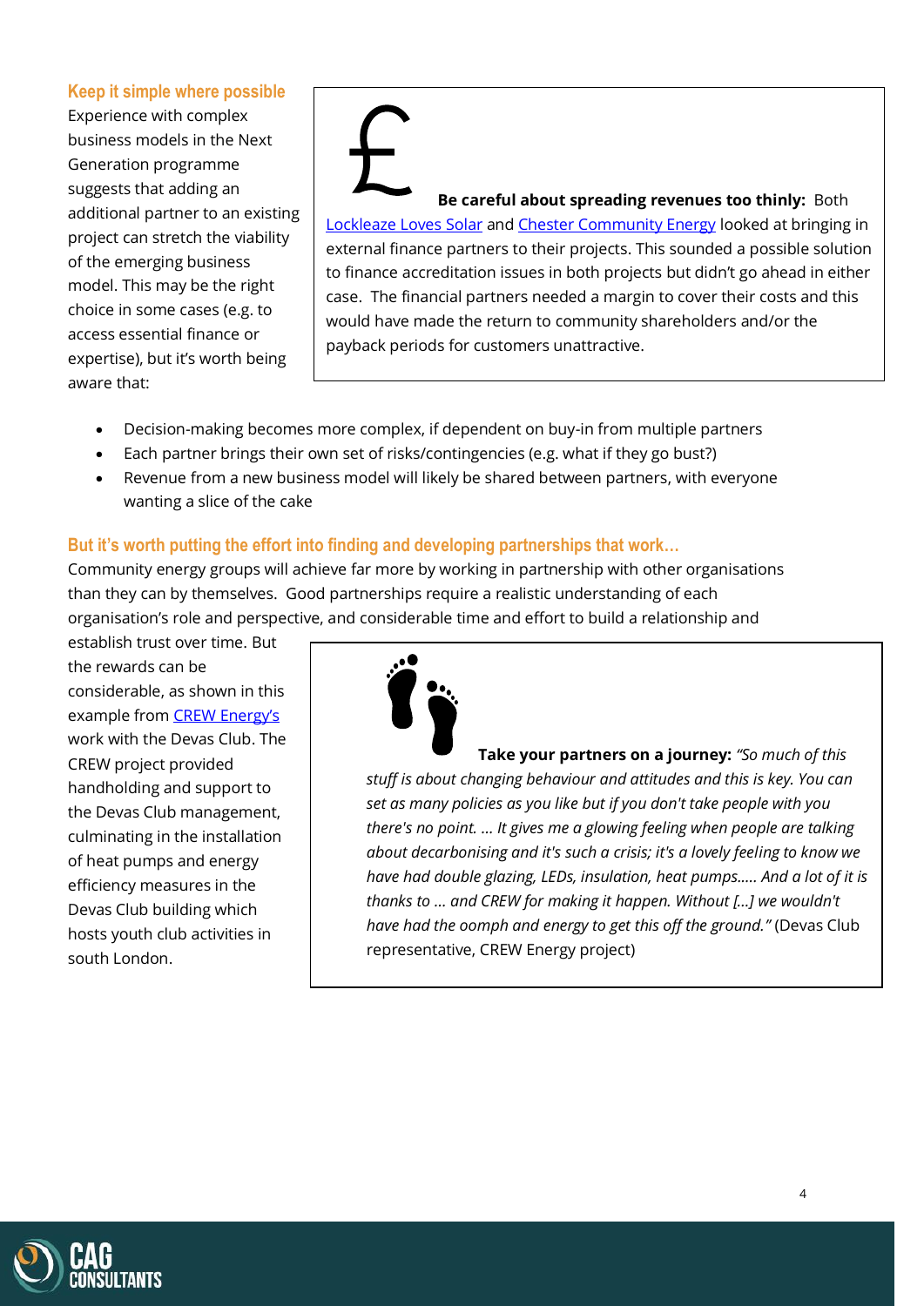### Keep it simple where possible

Experience with complex business models in the Next Generation programme suggests that adding an additional partner to an existing project can stretch the viability of the emerging business model. This may be the right choice in some cases (e.g. to access essential finance or expertise), but it's worth being aware that:

- Decision-making becomes more complex, if dependent on buy-in from multiple partners
- Each partner brings their own set of risks/contingencies (e.g. what if they go bust?)
- Revenue from a new business model will likely be shared between partners, with everyone wanting a slice of the cake

> £ **Be careful about spreading revenues too thinly:** Both [Lockleaze Loves Solar]() and [Chester Community Energy]() looked at bringing in external finance partners to their projects. This sounded a possible solution to finance accreditation issues in both projects but didn't go ahead in either case. The financial partners needed a margin to cover their costs and this would have made the return to community shareholders and/or the payback periods for customers unattractive.

### But it's worth putting the effort into finding and developing partnerships that work…

Community energy groups will achieve far more by working in partnership with other organisations than they can by themselves. Good partnerships require a realistic understanding of each organisation's role and perspective, and considerable time and effort to build a relationship and establish trust over time. But the rewards can be considerable, as shown in this example from [CREW Energy's]() work with the Devas Club. The CREW project provided handholding and support to the Devas Club management, culminating in the installation of heat pumps and energy efficiency measures in the Devas Club building which hosts youth club activities in south London.

> **Take your partners on a journey:** *"So much of this stuff is about changing behaviour and attitudes and this is key. You can set as many policies as you like but if you don't take people with you there's no point. … It gives me a glowing feeling when people are talking about decarbonising and it's such a crisis; it's a lovely feeling to know we have had double glazing, LEDs, insulation, heat pumps….. And a lot of it is thanks to … and CREW for making it happen. Without […] we wouldn't have had the oomph and energy to get this off the ground."* (Devas Club representative, CREW Energy project)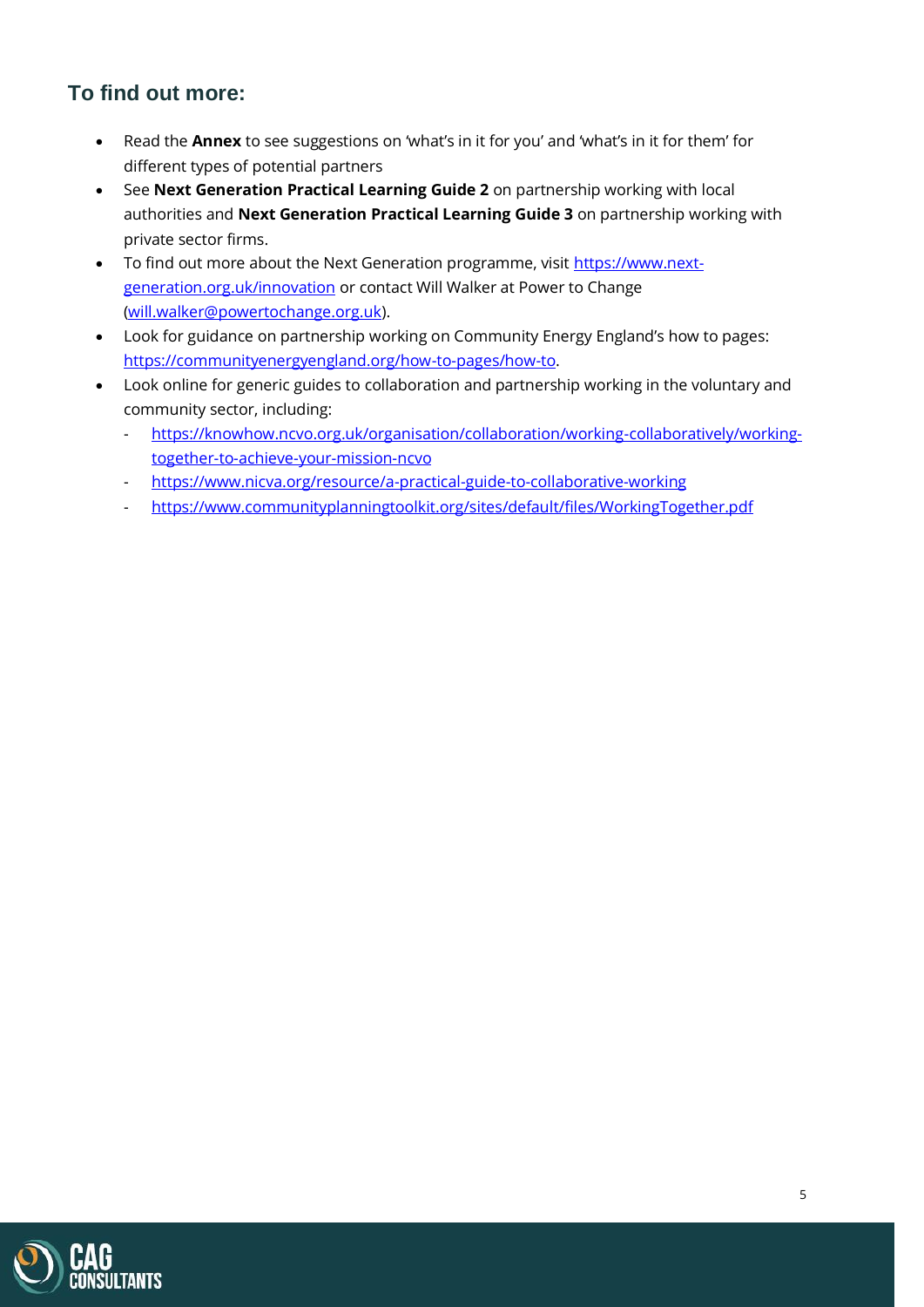## To find out more:

- Read the **Annex** to see suggestions on 'what's in it for you' and 'what's in it for them' for different types of potential partners
- See **Next Generation Practical Learning Guide 2** on partnership working with local authorities and **Next Generation Practical Learning Guide 3** on partnership working with private sector firms.
- To find out more about the Next Generation programme, visit https://www.next-generation.org.uk/innovation or contact Will Walker at Power to Change (will.walker@powertochange.org.uk).
- Look for guidance on partnership working on Community Energy England's how to pages: https://communityenergyengland.org/how-to-pages/how-to.
- Look online for generic guides to collaboration and partnership working in the voluntary and community sector, including:
  - https://knowhow.ncvo.org.uk/organisation/collaboration/working-collaboratively/working-together-to-achieve-your-mission-ncvo
  - https://www.nicva.org/resource/a-practical-guide-to-collaborative-working
  - https://www.communityplanningtoolkit.org/sites/default/files/WorkingTogether.pdf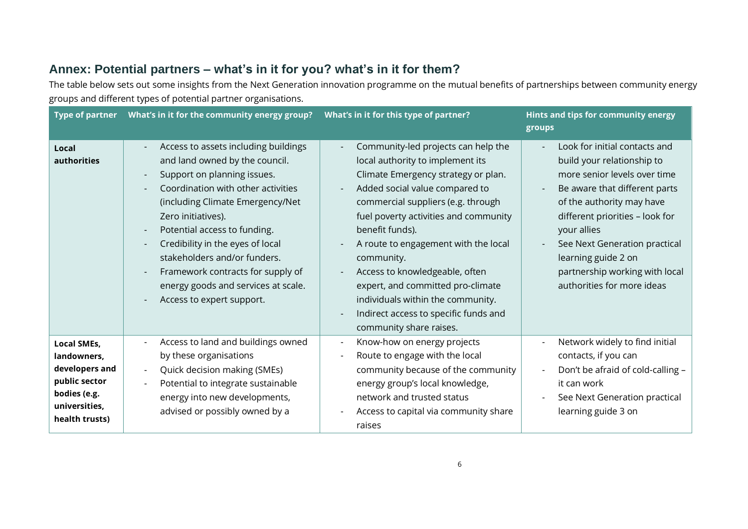## Annex: Potential partners – what's in it for you? what's in it for them?

The table below sets out some insights from the Next Generation innovation programme on the mutual benefits of partnerships between community energy groups and different types of potential partner organisations.

| Type of partner | What's in it for the community energy group? | What's in it for this type of partner? | Hints and tips for community energy groups |
|---|---|---|---|
| **Local authorities** | - Access to assets including buildings and land owned by the council.<br>- Support on planning issues.<br>- Coordination with other activities (including Climate Emergency/Net Zero initiatives).<br>- Potential access to funding.<br>- Credibility in the eyes of local stakeholders and/or funders.<br>- Framework contracts for supply of energy goods and services at scale.<br>- Access to expert support. | - Community-led projects can help the local authority to implement its Climate Emergency strategy or plan.<br>- Added social value compared to commercial suppliers (e.g. through fuel poverty activities and community benefit funds).<br>- A route to engagement with the local community.<br>- Access to knowledgeable, often expert, and committed pro-climate individuals within the community.<br>- Indirect access to specific funds and community share raises. | - Look for initial contacts and build your relationship to more senior levels over time<br>- Be aware that different parts of the authority may have different priorities – look for your allies<br>- See Next Generation practical learning guide 2 on partnership working with local authorities for more ideas |
| **Local SMEs, landowners, developers and public sector bodies (e.g. universities, health trusts)** | - Access to land and buildings owned by these organisations<br>- Quick decision making (SMEs)<br>- Potential to integrate sustainable energy into new developments, advised or possibly owned by a | - Know-how on energy projects<br>- Route to engage with the local community because of the community energy group's local knowledge, network and trusted status<br>- Access to capital via community share raises | - Network widely to find initial contacts, if you can<br>- Don't be afraid of cold-calling – it can work<br>- See Next Generation practical learning guide 3 on |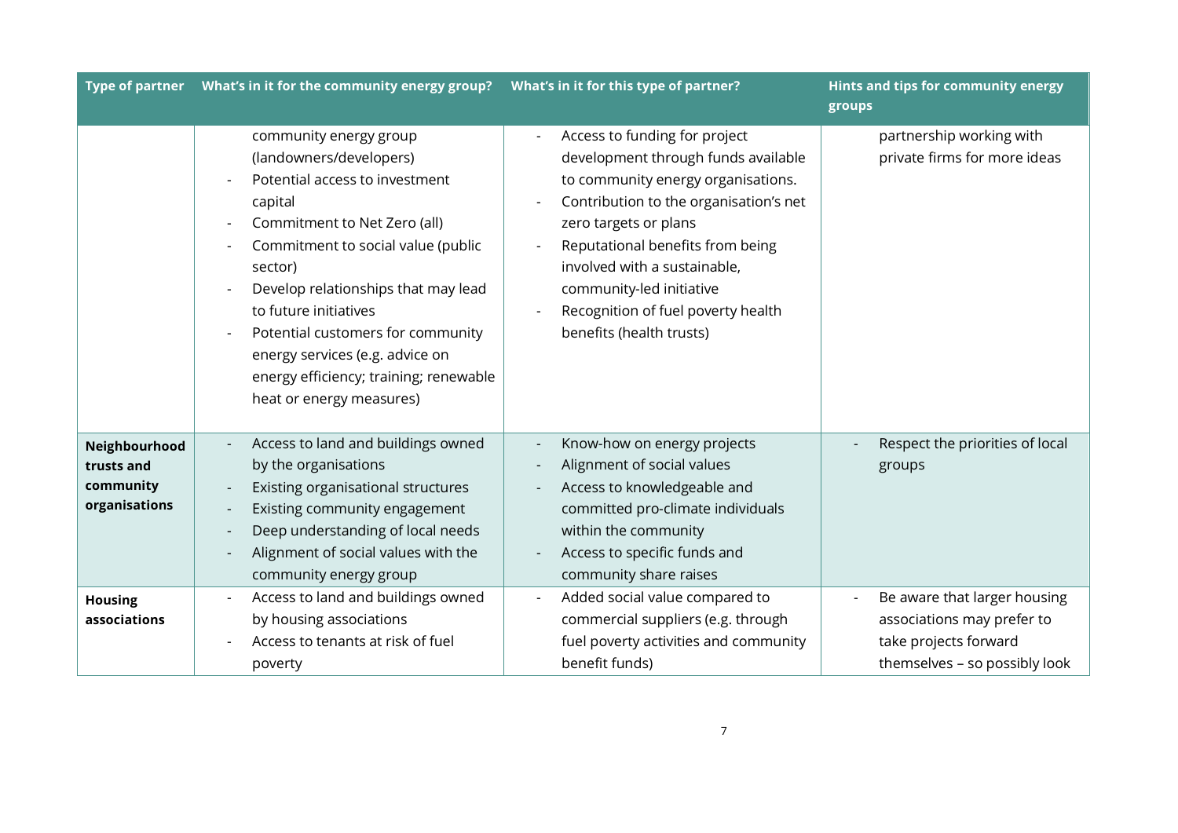| Type of partner | What's in it for the community energy group? | What's in it for this type of partner? | Hints and tips for community energy groups |
|---|---|---|---|
| | community energy group (landowners/developers)<br>- Potential access to investment capital<br>- Commitment to Net Zero (all)<br>- Commitment to social value (public sector)<br>- Develop relationships that may lead to future initiatives<br>- Potential customers for community energy services (e.g. advice on energy efficiency; training; renewable heat or energy measures) | - Access to funding for project development through funds available to community energy organisations.<br>- Contribution to the organisation's net zero targets or plans<br>- Reputational benefits from being involved with a sustainable, community-led initiative<br>- Recognition of fuel poverty health benefits (health trusts) | partnership working with private firms for more ideas |
| **Neighbourhood trusts and community organisations** | - Access to land and buildings owned by the organisations<br>- Existing organisational structures<br>- Existing community engagement<br>- Deep understanding of local needs<br>- Alignment of social values with the community energy group | - Know-how on energy projects<br>- Alignment of social values<br>- Access to knowledgeable and committed pro-climate individuals within the community<br>- Access to specific funds and community share raises | - Respect the priorities of local groups |
| **Housing associations** | - Access to land and buildings owned by housing associations<br>- Access to tenants at risk of fuel poverty | - Added social value compared to commercial suppliers (e.g. through fuel poverty activities and community benefit funds) | - Be aware that larger housing associations may prefer to take projects forward themselves – so possibly look |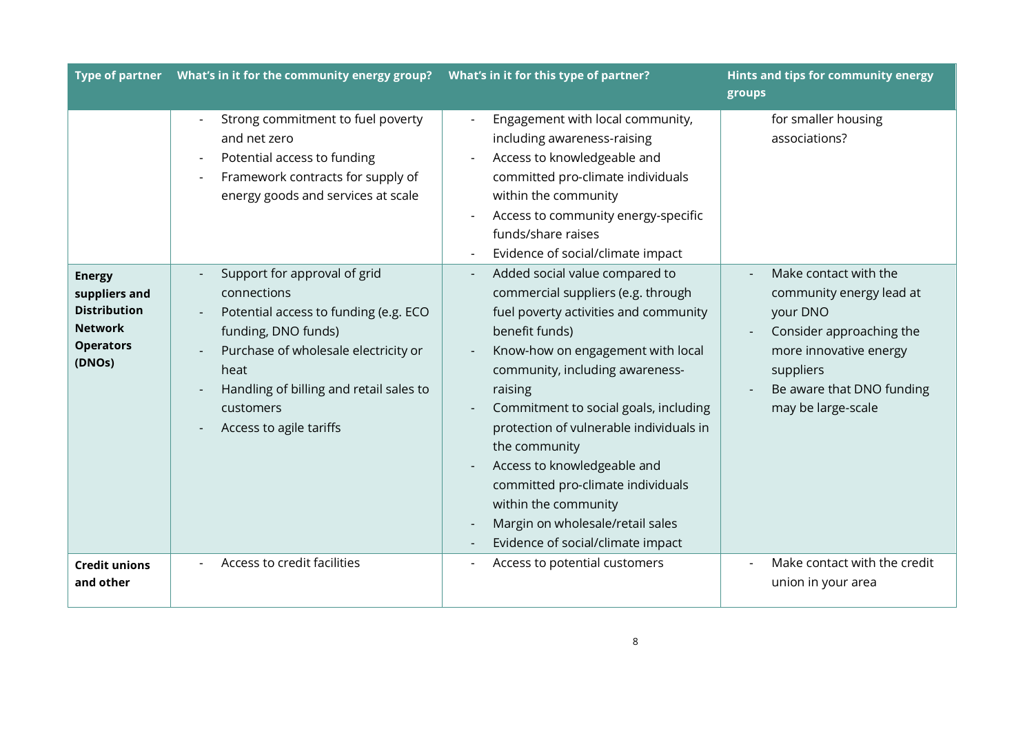| Type of partner | What's in it for the community energy group? | What's in it for this type of partner? | Hints and tips for community energy groups |
| --- | --- | --- | --- |
| | - Strong commitment to fuel poverty and net zero<br>- Potential access to funding<br>- Framework contracts for supply of energy goods and services at scale | - Engagement with local community, including awareness-raising<br>- Access to knowledgeable and committed pro-climate individuals within the community<br>- Access to community energy-specific funds/share raises<br>- Evidence of social/climate impact | for smaller housing associations? |
| **Energy suppliers and Distribution Network Operators (DNOs)** | - Support for approval of grid connections<br>- Potential access to funding (e.g. ECO funding, DNO funds)<br>- Purchase of wholesale electricity or heat<br>- Handling of billing and retail sales to customers<br>- Access to agile tariffs | - Added social value compared to commercial suppliers (e.g. through fuel poverty activities and community benefit funds)<br>- Know-how on engagement with local community, including awareness-raising<br>- Commitment to social goals, including protection of vulnerable individuals in the community<br>- Access to knowledgeable and committed pro-climate individuals within the community<br>- Margin on wholesale/retail sales<br>- Evidence of social/climate impact | - Make contact with the community energy lead at your DNO<br>- Consider approaching the more innovative energy suppliers<br>- Be aware that DNO funding may be large-scale |
| **Credit unions and other** | - Access to credit facilities | - Access to potential customers | - Make contact with the credit union in your area |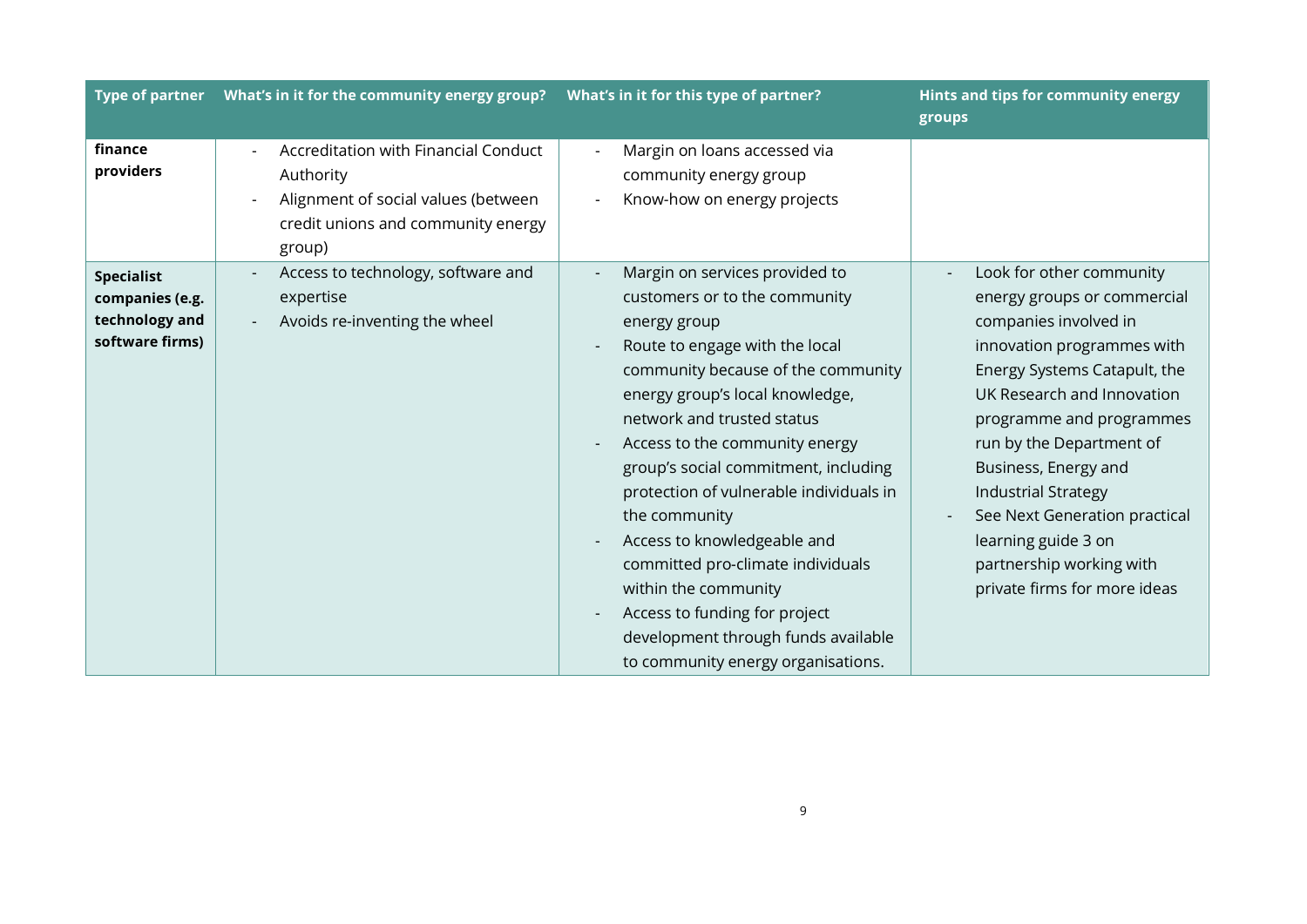| Type of partner | What's in it for the community energy group? | What's in it for this type of partner? | Hints and tips for community energy groups |
|---|---|---|---|
| **finance providers** | - Accreditation with Financial Conduct Authority<br>- Alignment of social values (between credit unions and community energy group) | - Margin on loans accessed via community energy group<br>- Know-how on energy projects | |
| **Specialist companies (e.g. technology and software firms)** | - Access to technology, software and expertise<br>- Avoids re-inventing the wheel | - Margin on services provided to customers or to the community energy group<br>- Route to engage with the local community because of the community energy group's local knowledge, network and trusted status<br>- Access to the community energy group's social commitment, including protection of vulnerable individuals in the community<br>- Access to knowledgeable and committed pro-climate individuals within the community<br>- Access to funding for project development through funds available to community energy organisations. | - Look for other community energy groups or commercial companies involved in innovation programmes with Energy Systems Catapult, the UK Research and Innovation programme and programmes run by the Department of Business, Energy and Industrial Strategy<br>- See Next Generation practical learning guide 3 on partnership working with private firms for more ideas |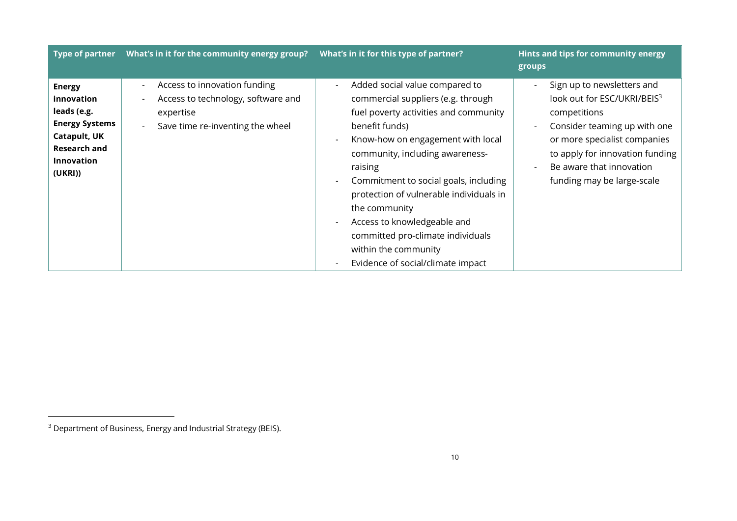| Type of partner | What's in it for the community energy group? | What's in it for this type of partner? | Hints and tips for community energy groups |
|---|---|---|---|
| **Energy innovation leads (e.g. Energy Systems Catapult, UK Research and Innovation (UKRI))** | - Access to innovation funding<br>- Access to technology, software and expertise<br>- Save time re-inventing the wheel | - Added social value compared to commercial suppliers (e.g. through fuel poverty activities and community benefit funds)<br>- Know-how on engagement with local community, including awareness-raising<br>- Commitment to social goals, including protection of vulnerable individuals in the community<br>- Access to knowledgeable and committed pro-climate individuals within the community<br>- Evidence of social/climate impact | - Sign up to newsletters and look out for ESC/UKRI/BEIS[3] competitions<br>- Consider teaming up with one or more specialist companies to apply for innovation funding<br>- Be aware that innovation funding may be large-scale |

[3] Department of Business, Energy and Industrial Strategy (BEIS).